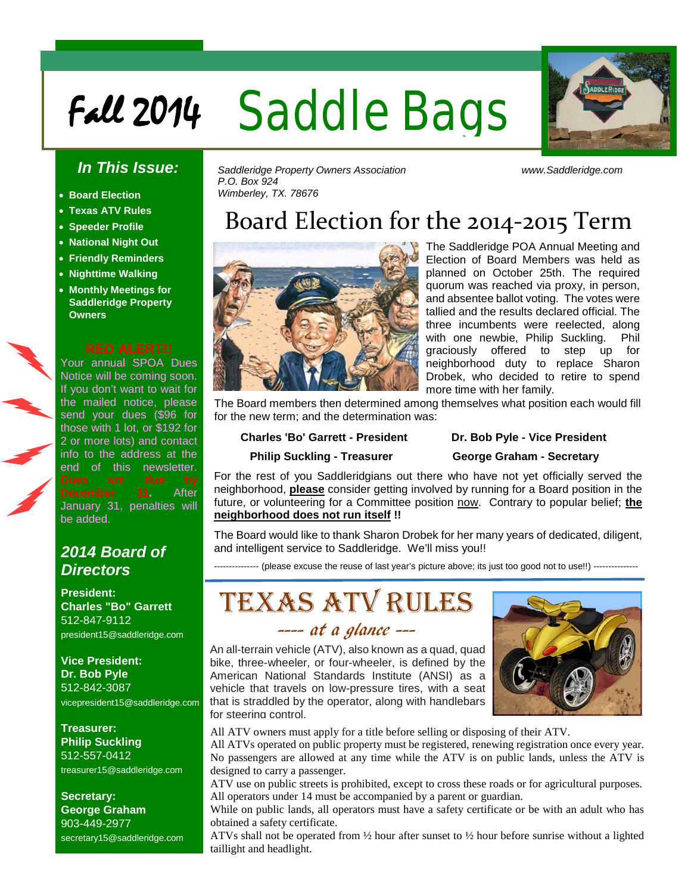# Fall 2014 Saddle Bags

### *In This Issue:*

- **Board Election**
- **Texas ATV Rules**
- **Speeder Profile**
- **National Night Out**
- **Friendly Reminders**
- **Nighttime Walking**
- **Monthly Meetings for Saddleridge Property Owners**

**RED ALERT!!**

Your annual SPOA Dues Notice will be coming soon. If you don't want to wait for the mailed notice, please send your dues ($96 for those with 1 lot, or $192 for 2 or more lots) and contact info to the address at the end of this newsletter. **Dues are due by December 31.** After January 31, penalties will be added.

### *2014 Board of Directors*

**President:**
**Charles "Bo" Garrett**
512-847-9112
president15@saddleridge.com

**Vice President:**
**Dr. Bob Pyle**
512-842-3087
vicepresident15@saddleridge.com

**Treasurer:**
**Philip Suckling**
512-557-0412
treasurer15@saddleridge.com

**Secretary:**
**George Graham**
903-449-2977
secretary15@saddleridge.com

*Saddleridge Property Owners Association*
*P.O. Box 924*
*Wimberley, TX. 78676*

*www.Saddleridge.com*

## Board Election for the 2014-2015 Term

The Saddleridge POA Annual Meeting and Election of Board Members was held as planned on October 25th. The required quorum was reached via proxy, in person, and absentee ballot voting. The votes were tallied and the results declared official. The three incumbents were reelected, along with one newbie, Philip Suckling. Phil graciously offered to step up for neighborhood duty to replace Sharon Drobek, who decided to retire to spend more time with her family.

The Board members then determined among themselves what position each would fill for the new term; and the determination was:

**Charles 'Bo' Garrett - President** | **Dr. Bob Pyle - Vice President**

**Philip Suckling - Treasurer** | **George Graham - Secretary**

For the rest of you Saddleridgians out there who have not yet officially served the neighborhood, **please** consider getting involved by running for a Board position in the future, or volunteering for a Committee position now. Contrary to popular belief; **the neighborhood does not run itself !!**

The Board would like to thank Sharon Drobek for her many years of dedicated, diligent, and intelligent service to Saddleridge. We'll miss you!!

--------------- (please excuse the reuse of last year's picture above; its just too good not to use!!) ---------------

## TEXAS ATV RULES

*---- at a glance ---*

An all-terrain vehicle (ATV), also known as a quad, quad bike, three-wheeler, or four-wheeler, is defined by the American National Standards Institute (ANSI) as a vehicle that travels on low-pressure tires, with a seat that is straddled by the operator, along with handlebars for steering control.

All ATV owners must apply for a title before selling or disposing of their ATV.
All ATVs operated on public property must be registered, renewing registration once every year.
No passengers are allowed at any time while the ATV is on public lands, unless the ATV is designed to carry a passenger.
ATV use on public streets is prohibited, except to cross these roads or for agricultural purposes.
All operators under 14 must be accompanied by a parent or guardian.
While on public lands, all operators must have a safety certificate or be with an adult who has obtained a safety certificate.
ATVs shall not be operated from ½ hour after sunset to ½ hour before sunrise without a lighted taillight and headlight.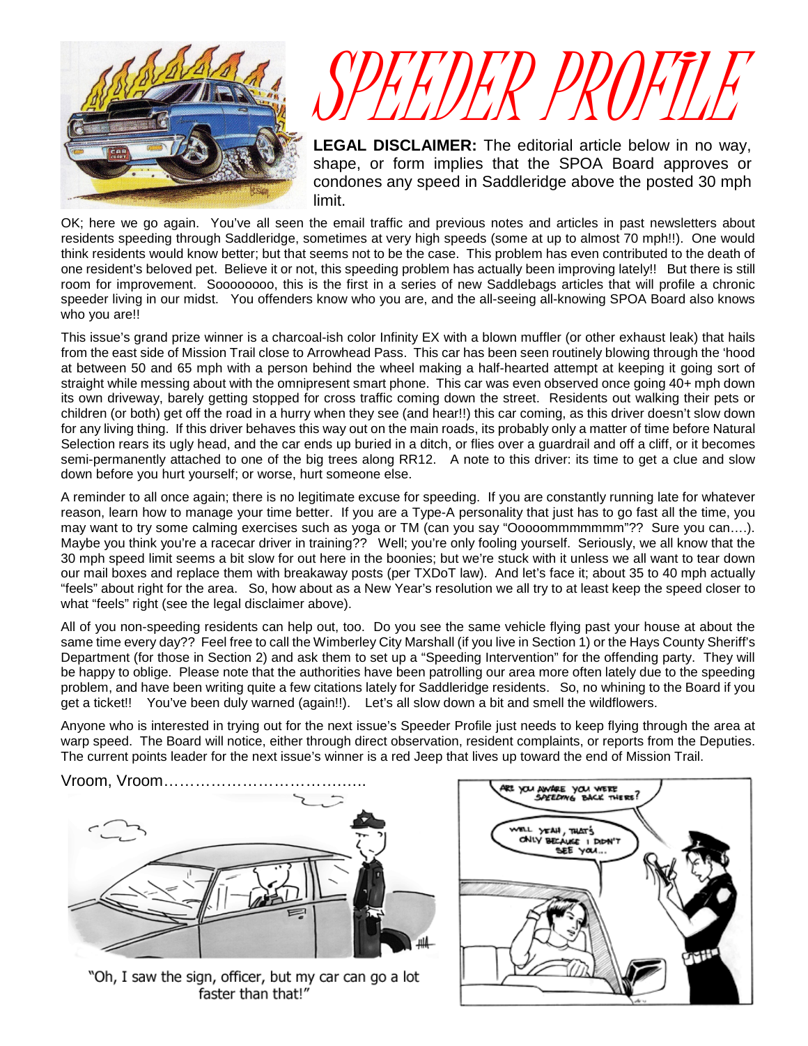# SPEEDER PROFILE

**LEGAL DISCLAIMER:** The editorial article below in no way, shape, or form implies that the SPOA Board approves or condones any speed in Saddleridge above the posted 30 mph limit.

OK; here we go again. You've all seen the email traffic and previous notes and articles in past newsletters about residents speeding through Saddleridge, sometimes at very high speeds (some at up to almost 70 mph!!). One would think residents would know better; but that seems not to be the case. This problem has even contributed to the death of one resident's beloved pet. Believe it or not, this speeding problem has actually been improving lately!! But there is still room for improvement. Soooooooo, this is the first in a series of new Saddlebags articles that will profile a chronic speeder living in our midst. You offenders know who you are, and the all-seeing all-knowing SPOA Board also knows who you are!!

This issue's grand prize winner is a charcoal-ish color Infinity EX with a blown muffler (or other exhaust leak) that hails from the east side of Mission Trail close to Arrowhead Pass. This car has been seen routinely blowing through the 'hood at between 50 and 65 mph with a person behind the wheel making a half-hearted attempt at keeping it going sort of straight while messing about with the omnipresent smart phone. This car was even observed once going 40+ mph down its own driveway, barely getting stopped for cross traffic coming down the street. Residents out walking their pets or children (or both) get off the road in a hurry when they see (and hear!!) this car coming, as this driver doesn't slow down for any living thing. If this driver behaves this way out on the main roads, its probably only a matter of time before Natural Selection rears its ugly head, and the car ends up buried in a ditch, or flies over a guardrail and off a cliff, or it becomes semi-permanently attached to one of the big trees along RR12. A note to this driver: its time to get a clue and slow down before you hurt yourself; or worse, hurt someone else.

A reminder to all once again; there is no legitimate excuse for speeding. If you are constantly running late for whatever reason, learn how to manage your time better. If you are a Type-A personality that just has to go fast all the time, you may want to try some calming exercises such as yoga or TM (can you say "Ooooommmmmmm"?? Sure you can….). Maybe you think you're a racecar driver in training?? Well; you're only fooling yourself. Seriously, we all know that the 30 mph speed limit seems a bit slow for out here in the boonies; but we're stuck with it unless we all want to tear down our mail boxes and replace them with breakaway posts (per TXDoT law). And let's face it; about 35 to 40 mph actually "feels" about right for the area. So, how about as a New Year's resolution we all try to at least keep the speed closer to what "feels" right (see the legal disclaimer above).

All of you non-speeding residents can help out, too. Do you see the same vehicle flying past your house at about the same time every day?? Feel free to call the Wimberley City Marshall (if you live in Section 1) or the Hays County Sheriff's Department (for those in Section 2) and ask them to set up a "Speeding Intervention" for the offending party. They will be happy to oblige. Please note that the authorities have been patrolling our area more often lately due to the speeding problem, and have been writing quite a few citations lately for Saddleridge residents. So, no whining to the Board if you get a ticket!! You've been duly warned (again!!). Let's all slow down a bit and smell the wildflowers.

Anyone who is interested in trying out for the next issue's Speeder Profile just needs to keep flying through the area at warp speed. The Board will notice, either through direct observation, resident complaints, or reports from the Deputies. The current points leader for the next issue's winner is a red Jeep that lives up toward the end of Mission Trail.

Vroom, Vroom…………………………………..

"Oh, I saw the sign, officer, but my car can go a lot faster than that!"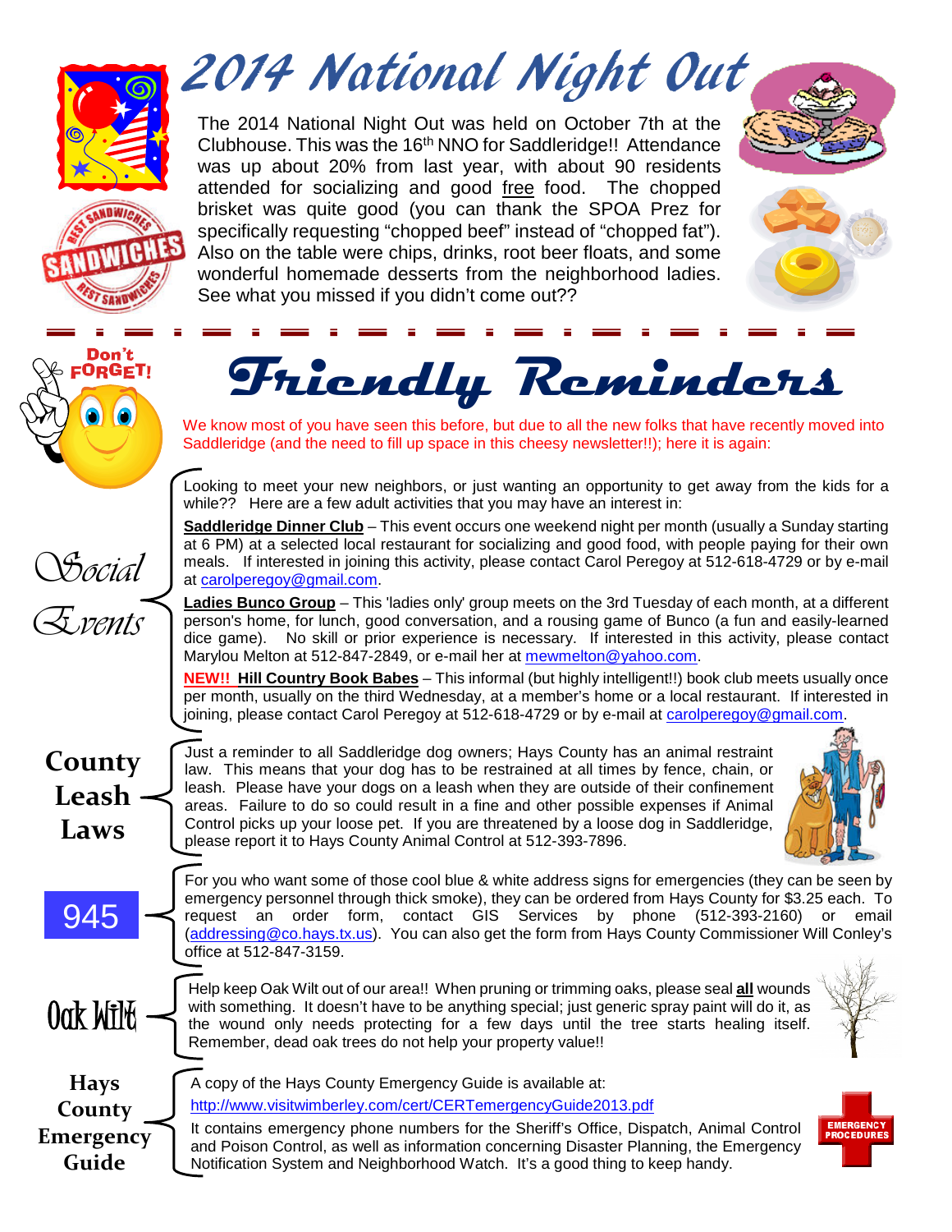# 2014 National Night Out

The 2014 National Night Out was held on October 7th at the Clubhouse. This was the 16th NNO for Saddleridge!! Attendance was up about 20% from last year, with about 90 residents attended for socializing and good free food. The chopped brisket was quite good (you can thank the SPOA Prez for specifically requesting "chopped beef" instead of "chopped fat"). Also on the table were chips, drinks, root beer floats, and some wonderful homemade desserts from the neighborhood ladies. See what you missed if you didn't come out??

# Friendly Reminders

Don't FORGET!

We know most of you have seen this before, but due to all the new folks that have recently moved into Saddleridge (and the need to fill up space in this cheesy newsletter!!); here it is again:

## Social Events

Looking to meet your new neighbors, or just wanting an opportunity to get away from the kids for a while?? Here are a few adult activities that you may have an interest in:

**Saddleridge Dinner Club** – This event occurs one weekend night per month (usually a Sunday starting at 6 PM) at a selected local restaurant for socializing and good food, with people paying for their own meals. If interested in joining this activity, please contact Carol Peregoy at 512-618-4729 or by e-mail at carolperegoy@gmail.com.

**Ladies Bunco Group** – This 'ladies only' group meets on the 3rd Tuesday of each month, at a different person's home, for lunch, good conversation, and a rousing game of Bunco (a fun and easily-learned dice game). No skill or prior experience is necessary. If interested in this activity, please contact Marylou Melton at 512-847-2849, or e-mail her at mewmelton@yahoo.com.

**NEW!! Hill Country Book Babes** – This informal (but highly intelligent!!) book club meets usually once per month, usually on the third Wednesday, at a member's home or a local restaurant. If interested in joining, please contact Carol Peregoy at 512-618-4729 or by e-mail at carolperegoy@gmail.com.

## County Leash Laws

Just a reminder to all Saddleridge dog owners; Hays County has an animal restraint law. This means that your dog has to be restrained at all times by fence, chain, or leash. Please have your dogs on a leash when they are outside of their confinement areas. Failure to do so could result in a fine and other possible expenses if Animal Control picks up your loose pet. If you are threatened by a loose dog in Saddleridge, please report it to Hays County Animal Control at 512-393-7896.

## 945

For you who want some of those cool blue & white address signs for emergencies (they can be seen by emergency personnel through thick smoke), they can be ordered from Hays County for $3.25 each. To request an order form, contact GIS Services by phone (512-393-2160) or email (addressing@co.hays.tx.us). You can also get the form from Hays County Commissioner Will Conley's office at 512-847-3159.

## Oak Wilt

Help keep Oak Wilt out of our area!! When pruning or trimming oaks, please seal **all** wounds with something. It doesn't have to be anything special; just generic spray paint will do it, as the wound only needs protecting for a few days until the tree starts healing itself. Remember, dead oak trees do not help your property value!!

## Hays County Emergency Guide

A copy of the Hays County Emergency Guide is available at:

http://www.visitwimberley.com/cert/CERTemergencyGuide2013.pdf

It contains emergency phone numbers for the Sheriff's Office, Dispatch, Animal Control and Poison Control, as well as information concerning Disaster Planning, the Emergency Notification System and Neighborhood Watch. It's a good thing to keep handy.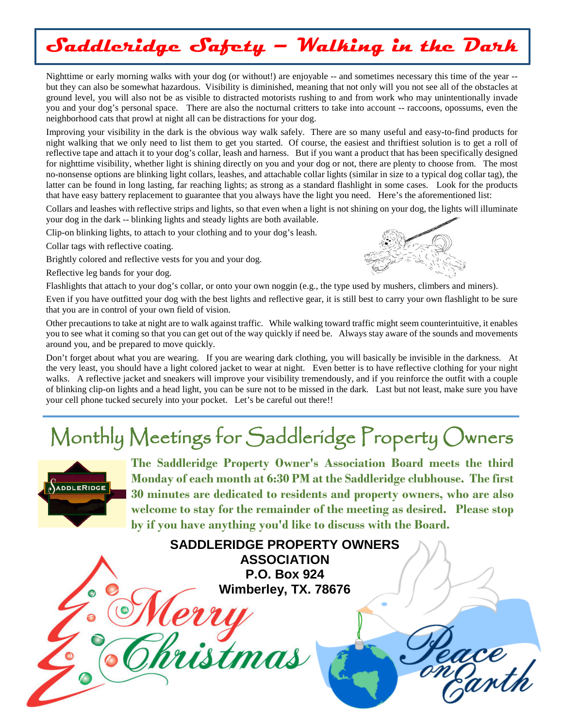# Saddleridge Safety – Walking in the Dark

Nighttime or early morning walks with your dog (or without!) are enjoyable -- and sometimes necessary this time of the year -- but they can also be somewhat hazardous. Visibility is diminished, meaning that not only will you not see all of the obstacles at ground level, you will also not be as visible to distracted motorists rushing to and from work who may unintentionally invade you and your dog's personal space. There are also the nocturnal critters to take into account -- raccoons, opossums, even the neighborhood cats that prowl at night all can be distractions for your dog.

Improving your visibility in the dark is the obvious way walk safely. There are so many useful and easy-to-find products for night walking that we only need to list them to get you started. Of course, the easiest and thriftiest solution is to get a roll of reflective tape and attach it to your dog's collar, leash and harness. But if you want a product that has been specifically designed for nighttime visibility, whether light is shining directly on you and your dog or not, there are plenty to choose from. The most no-nonsense options are blinking light collars, leashes, and attachable collar lights (similar in size to a typical dog collar tag), the latter can be found in long lasting, far reaching lights; as strong as a standard flashlight in some cases. Look for the products that have easy battery replacement to guarantee that you always have the light you need. Here's the aforementioned list:

Collars and leashes with reflective strips and lights, so that even when a light is not shining on your dog, the lights will illuminate your dog in the dark -- blinking lights and steady lights are both available.

Clip-on blinking lights, to attach to your clothing and to your dog's leash.

Collar tags with reflective coating.

Brightly colored and reflective vests for you and your dog.

Reflective leg bands for your dog.

Flashlights that attach to your dog's collar, or onto your own noggin (e.g., the type used by mushers, climbers and miners).

Even if you have outfitted your dog with the best lights and reflective gear, it is still best to carry your own flashlight to be sure that you are in control of your own field of vision.

Other precautions to take at night are to walk against traffic. While walking toward traffic might seem counterintuitive, it enables you to see what it coming so that you can get out of the way quickly if need be. Always stay aware of the sounds and movements around you, and be prepared to move quickly.

Don't forget about what you are wearing. If you are wearing dark clothing, you will basically be invisible in the darkness. At the very least, you should have a light colored jacket to wear at night. Even better is to have reflective clothing for your night walks. A reflective jacket and sneakers will improve your visibility tremendously, and if you reinforce the outfit with a couple of blinking clip-on lights and a head light, you can be sure not to be missed in the dark. Last but not least, make sure you have your cell phone tucked securely into your pocket. Let's be careful out there!!

# Monthly Meetings for Saddleridge Property Owners

**The Saddleridge Property Owner's Association Board meets the third Monday of each month at 6:30 PM at the Saddleridge clubhouse. The first 30 minutes are dedicated to residents and property owners, who are also welcome to stay for the remainder of the meeting as desired. Please stop by if you have anything you'd like to discuss with the Board.**

**SADDLERIDGE PROPERTY OWNERS ASSOCIATION**
**P.O. Box 924**
**Wimberley, TX. 78676**

Merry Christmas

Peace on Earth